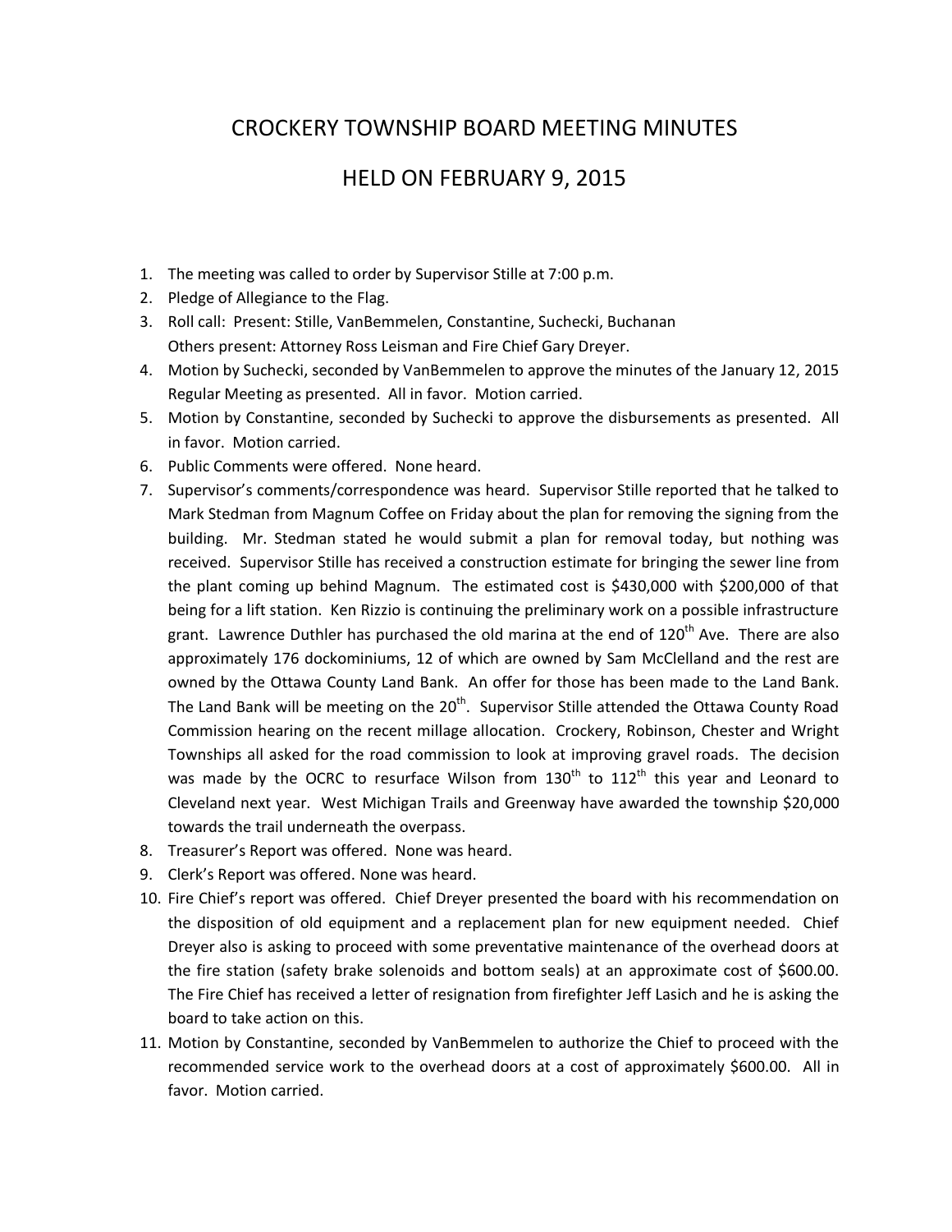# CROCKERY TOWNSHIP BOARD MEETING MINUTES

# HELD ON FEBRUARY 9, 2015

1. The meeting was called to order by Supervisor Stille at 7:00 p.m.
2. Pledge of Allegiance to the Flag.
3. Roll call: Present: Stille, VanBemmelen, Constantine, Suchecki, Buchanan
   Others present: Attorney Ross Leisman and Fire Chief Gary Dreyer.
4. Motion by Suchecki, seconded by VanBemmelen to approve the minutes of the January 12, 2015 Regular Meeting as presented. All in favor. Motion carried.
5. Motion by Constantine, seconded by Suchecki to approve the disbursements as presented. All in favor. Motion carried.
6. Public Comments were offered. None heard.
7. Supervisor's comments/correspondence was heard. Supervisor Stille reported that he talked to Mark Stedman from Magnum Coffee on Friday about the plan for removing the signing from the building. Mr. Stedman stated he would submit a plan for removal today, but nothing was received. Supervisor Stille has received a construction estimate for bringing the sewer line from the plant coming up behind Magnum. The estimated cost is $430,000 with $200,000 of that being for a lift station. Ken Rizzio is continuing the preliminary work on a possible infrastructure grant. Lawrence Duthler has purchased the old marina at the end of 120th Ave. There are also approximately 176 dockominiums, 12 of which are owned by Sam McClelland and the rest are owned by the Ottawa County Land Bank. An offer for those has been made to the Land Bank. The Land Bank will be meeting on the 20th. Supervisor Stille attended the Ottawa County Road Commission hearing on the recent millage allocation. Crockery, Robinson, Chester and Wright Townships all asked for the road commission to look at improving gravel roads. The decision was made by the OCRC to resurface Wilson from 130th to 112th this year and Leonard to Cleveland next year. West Michigan Trails and Greenway have awarded the township $20,000 towards the trail underneath the overpass.
8. Treasurer's Report was offered. None was heard.
9. Clerk's Report was offered. None was heard.
10. Fire Chief's report was offered. Chief Dreyer presented the board with his recommendation on the disposition of old equipment and a replacement plan for new equipment needed. Chief Dreyer also is asking to proceed with some preventative maintenance of the overhead doors at the fire station (safety brake solenoids and bottom seals) at an approximate cost of $600.00. The Fire Chief has received a letter of resignation from firefighter Jeff Lasich and he is asking the board to take action on this.
11. Motion by Constantine, seconded by VanBemmelen to authorize the Chief to proceed with the recommended service work to the overhead doors at a cost of approximately $600.00. All in favor. Motion carried.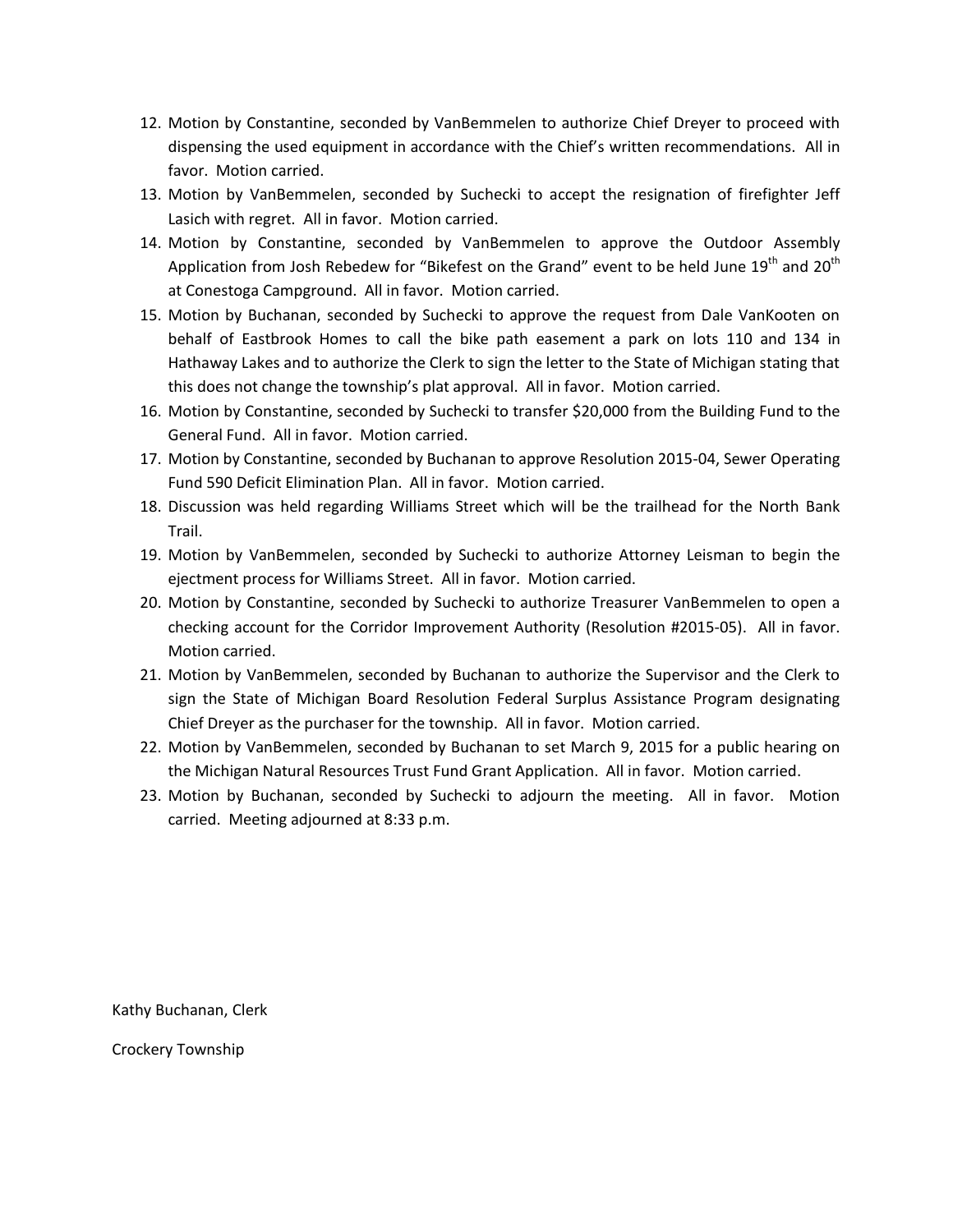12. Motion by Constantine, seconded by VanBemmelen to authorize Chief Dreyer to proceed with dispensing the used equipment in accordance with the Chief's written recommendations. All in favor. Motion carried.
13. Motion by VanBemmelen, seconded by Suchecki to accept the resignation of firefighter Jeff Lasich with regret. All in favor. Motion carried.
14. Motion by Constantine, seconded by VanBemmelen to approve the Outdoor Assembly Application from Josh Rebedew for "Bikefest on the Grand" event to be held June 19th and 20th at Conestoga Campground. All in favor. Motion carried.
15. Motion by Buchanan, seconded by Suchecki to approve the request from Dale VanKooten on behalf of Eastbrook Homes to call the bike path easement a park on lots 110 and 134 in Hathaway Lakes and to authorize the Clerk to sign the letter to the State of Michigan stating that this does not change the township's plat approval. All in favor. Motion carried.
16. Motion by Constantine, seconded by Suchecki to transfer $20,000 from the Building Fund to the General Fund. All in favor. Motion carried.
17. Motion by Constantine, seconded by Buchanan to approve Resolution 2015-04, Sewer Operating Fund 590 Deficit Elimination Plan. All in favor. Motion carried.
18. Discussion was held regarding Williams Street which will be the trailhead for the North Bank Trail.
19. Motion by VanBemmelen, seconded by Suchecki to authorize Attorney Leisman to begin the ejectment process for Williams Street. All in favor. Motion carried.
20. Motion by Constantine, seconded by Suchecki to authorize Treasurer VanBemmelen to open a checking account for the Corridor Improvement Authority (Resolution #2015-05). All in favor. Motion carried.
21. Motion by VanBemmelen, seconded by Buchanan to authorize the Supervisor and the Clerk to sign the State of Michigan Board Resolution Federal Surplus Assistance Program designating Chief Dreyer as the purchaser for the township. All in favor. Motion carried.
22. Motion by VanBemmelen, seconded by Buchanan to set March 9, 2015 for a public hearing on the Michigan Natural Resources Trust Fund Grant Application. All in favor. Motion carried.
23. Motion by Buchanan, seconded by Suchecki to adjourn the meeting. All in favor. Motion carried. Meeting adjourned at 8:33 p.m.

Kathy Buchanan, Clerk

Crockery Township